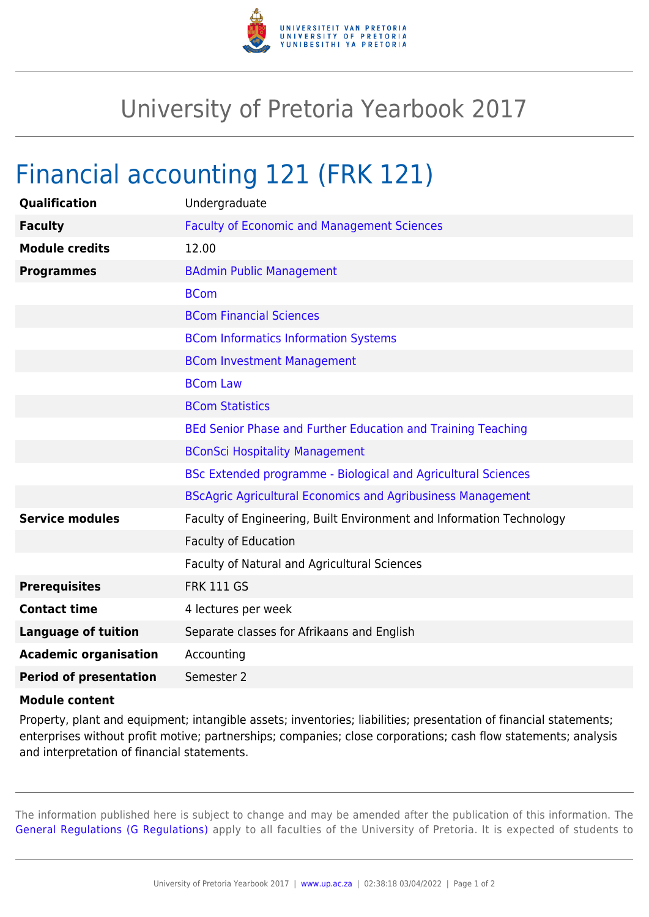# University of Pretoria Yearbook 2017

## Financial accounting 121 (FRK 121)

| | |
|---|---|
| **Qualification** | Undergraduate |
| **Faculty** | Faculty of Economic and Management Sciences |
| **Module credits** | 12.00 |
| **Programmes** | BAdmin Public Management |
| | BCom |
| | BCom Financial Sciences |
| | BCom Informatics Information Systems |
| | BCom Investment Management |
| | BCom Law |
| | BCom Statistics |
| | BEd Senior Phase and Further Education and Training Teaching |
| | BConSci Hospitality Management |
| | BSc Extended programme - Biological and Agricultural Sciences |
| | BScAgric Agricultural Economics and Agribusiness Management |
| **Service modules** | Faculty of Engineering, Built Environment and Information Technology |
| | Faculty of Education |
| | Faculty of Natural and Agricultural Sciences |
| **Prerequisites** | FRK 111 GS |
| **Contact time** | 4 lectures per week |
| **Language of tuition** | Separate classes for Afrikaans and English |
| **Academic organisation** | Accounting |
| **Period of presentation** | Semester 2 |

**Module content**

Property, plant and equipment; intangible assets; inventories; liabilities; presentation of financial statements; enterprises without profit motive; partnerships; companies; close corporations; cash flow statements; analysis and interpretation of financial statements.

The information published here is subject to change and may be amended after the publication of this information. The General Regulations (G Regulations) apply to all faculties of the University of Pretoria. It is expected of students to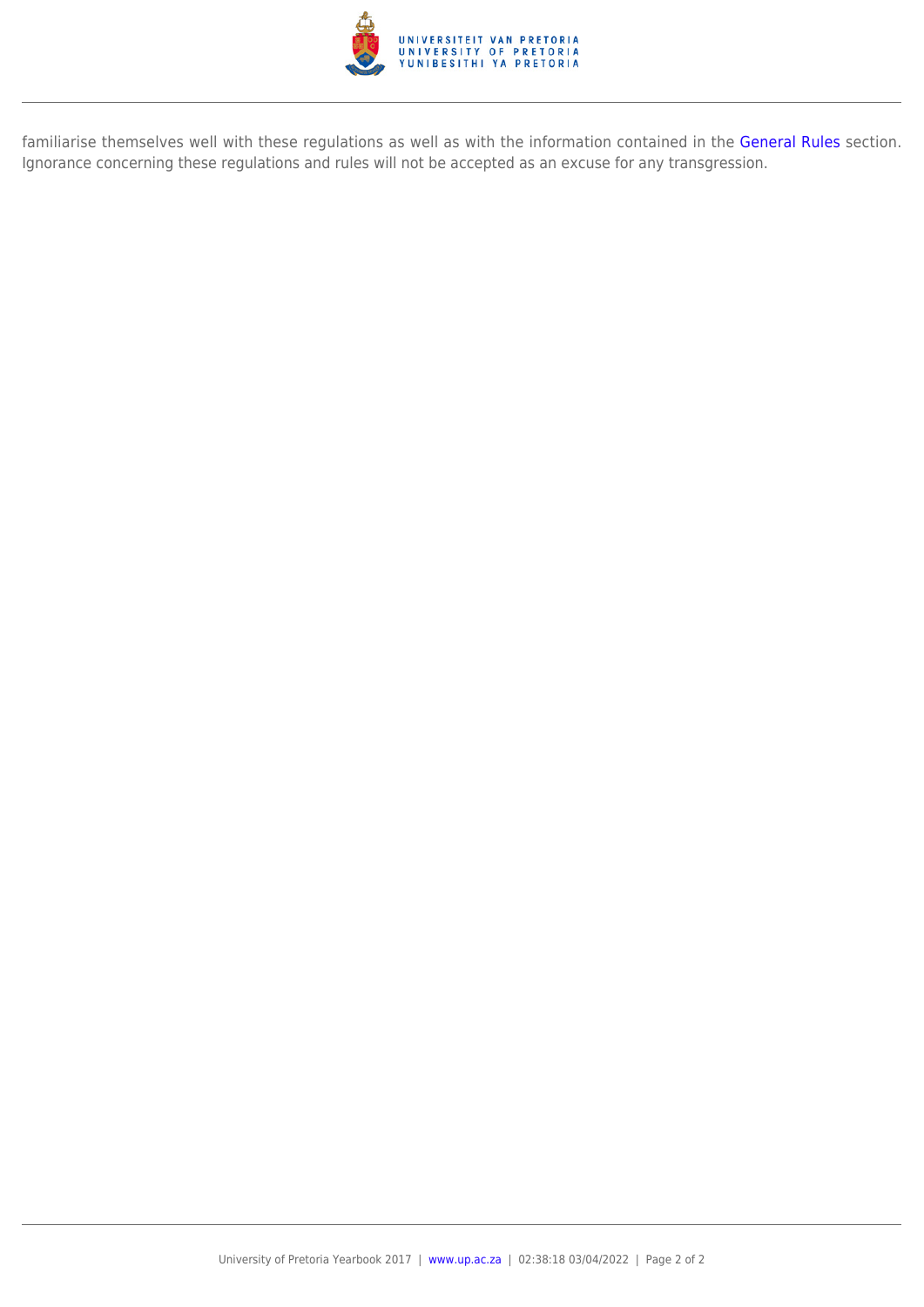familiarise themselves well with these regulations as well as with the information contained in the General Rules section. Ignorance concerning these regulations and rules will not be accepted as an excuse for any transgression.